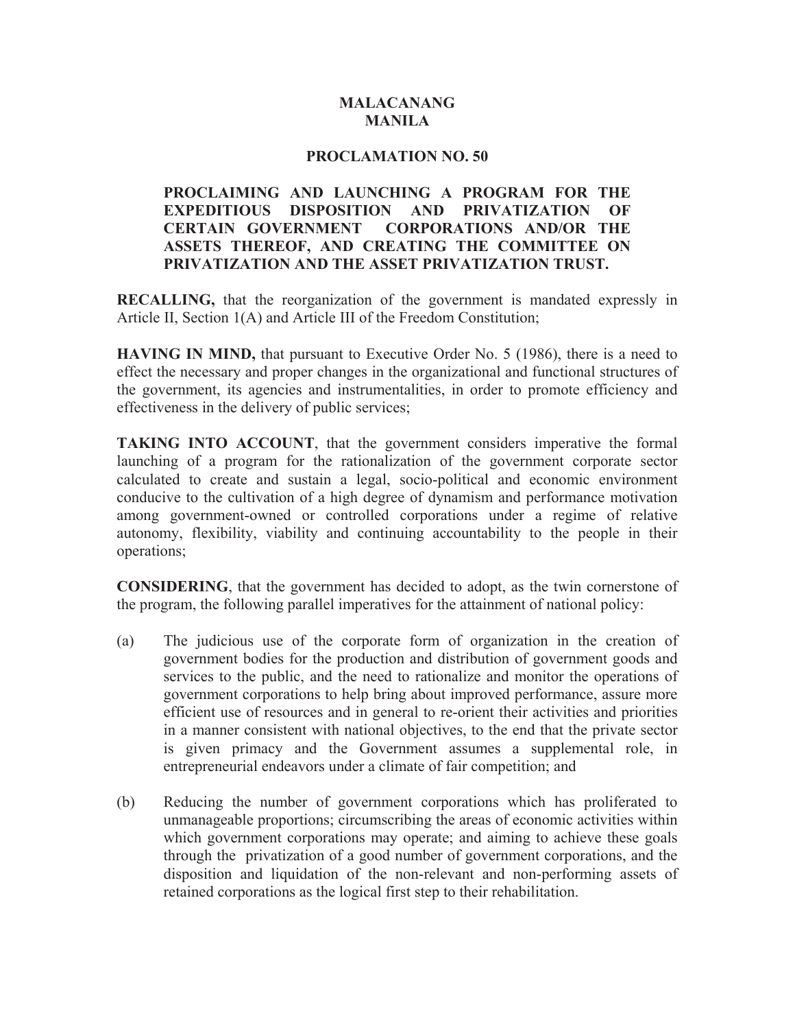**MALACANANG**
**MANILA**

# PROCLAMATION NO. 50

## PROCLAIMING AND LAUNCHING A PROGRAM FOR THE EXPEDITIOUS DISPOSITION AND PRIVATIZATION OF CERTAIN GOVERNMENT CORPORATIONS AND/OR THE ASSETS THEREOF, AND CREATING THE COMMITTEE ON PRIVATIZATION AND THE ASSET PRIVATIZATION TRUST.

**RECALLING,** that the reorganization of the government is mandated expressly in Article II, Section 1(A) and Article III of the Freedom Constitution;

**HAVING IN MIND,** that pursuant to Executive Order No. 5 (1986), there is a need to effect the necessary and proper changes in the organizational and functional structures of the government, its agencies and instrumentalities, in order to promote efficiency and effectiveness in the delivery of public services;

**TAKING INTO ACCOUNT**, that the government considers imperative the formal launching of a program for the rationalization of the government corporate sector calculated to create and sustain a legal, socio-political and economic environment conducive to the cultivation of a high degree of dynamism and performance motivation among government-owned or controlled corporations under a regime of relative autonomy, flexibility, viability and continuing accountability to the people in their operations;

**CONSIDERING**, that the government has decided to adopt, as the twin cornerstone of the program, the following parallel imperatives for the attainment of national policy:

(a) The judicious use of the corporate form of organization in the creation of government bodies for the production and distribution of government goods and services to the public, and the need to rationalize and monitor the operations of government corporations to help bring about improved performance, assure more efficient use of resources and in general to re-orient their activities and priorities in a manner consistent with national objectives, to the end that the private sector is given primacy and the Government assumes a supplemental role, in entrepreneurial endeavors under a climate of fair competition; and

(b) Reducing the number of government corporations which has proliferated to unmanageable proportions; circumscribing the areas of economic activities within which government corporations may operate; and aiming to achieve these goals through the privatization of a good number of government corporations, and the disposition and liquidation of the non-relevant and non-performing assets of retained corporations as the logical first step to their rehabilitation.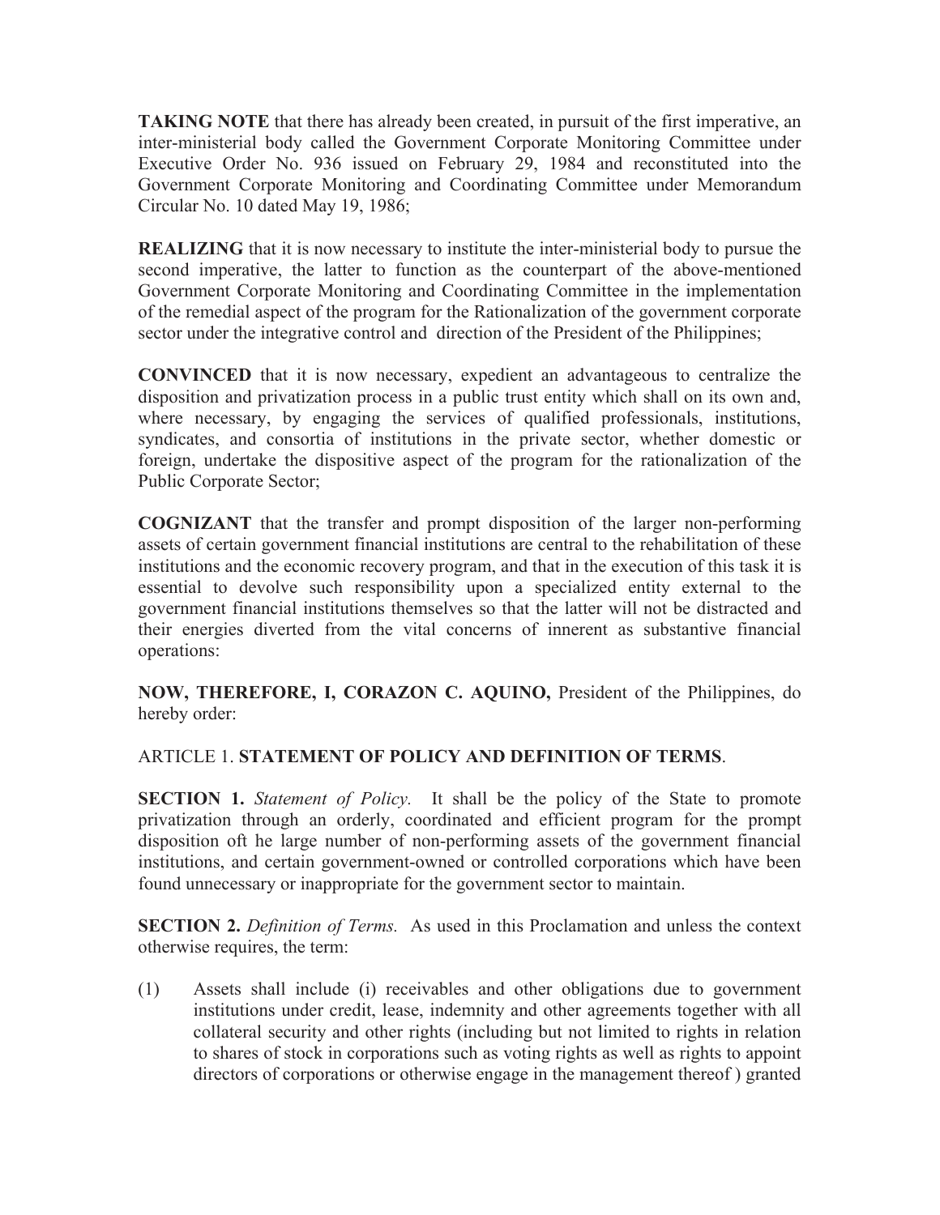**TAKING NOTE** that there has already been created, in pursuit of the first imperative, an inter-ministerial body called the Government Corporate Monitoring Committee under Executive Order No. 936 issued on February 29, 1984 and reconstituted into the Government Corporate Monitoring and Coordinating Committee under Memorandum Circular No. 10 dated May 19, 1986;

**REALIZING** that it is now necessary to institute the inter-ministerial body to pursue the second imperative, the latter to function as the counterpart of the above-mentioned Government Corporate Monitoring and Coordinating Committee in the implementation of the remedial aspect of the program for the Rationalization of the government corporate sector under the integrative control and direction of the President of the Philippines;

**CONVINCED** that it is now necessary, expedient an advantageous to centralize the disposition and privatization process in a public trust entity which shall on its own and, where necessary, by engaging the services of qualified professionals, institutions, syndicates, and consortia of institutions in the private sector, whether domestic or foreign, undertake the dispositive aspect of the program for the rationalization of the Public Corporate Sector;

**COGNIZANT** that the transfer and prompt disposition of the larger non-performing assets of certain government financial institutions are central to the rehabilitation of these institutions and the economic recovery program, and that in the execution of this task it is essential to devolve such responsibility upon a specialized entity external to the government financial institutions themselves so that the latter will not be distracted and their energies diverted from the vital concerns of innerent as substantive financial operations:

**NOW, THEREFORE, I, CORAZON C. AQUINO,** President of the Philippines, do hereby order:

ARTICLE 1. **STATEMENT OF POLICY AND DEFINITION OF TERMS**.

**SECTION 1.** *Statement of Policy.* It shall be the policy of the State to promote privatization through an orderly, coordinated and efficient program for the prompt disposition oft he large number of non-performing assets of the government financial institutions, and certain government-owned or controlled corporations which have been found unnecessary or inappropriate for the government sector to maintain.

**SECTION 2.** *Definition of Terms.* As used in this Proclamation and unless the context otherwise requires, the term:

(1) Assets shall include (i) receivables and other obligations due to government institutions under credit, lease, indemnity and other agreements together with all collateral security and other rights (including but not limited to rights in relation to shares of stock in corporations such as voting rights as well as rights to appoint directors of corporations or otherwise engage in the management thereof ) granted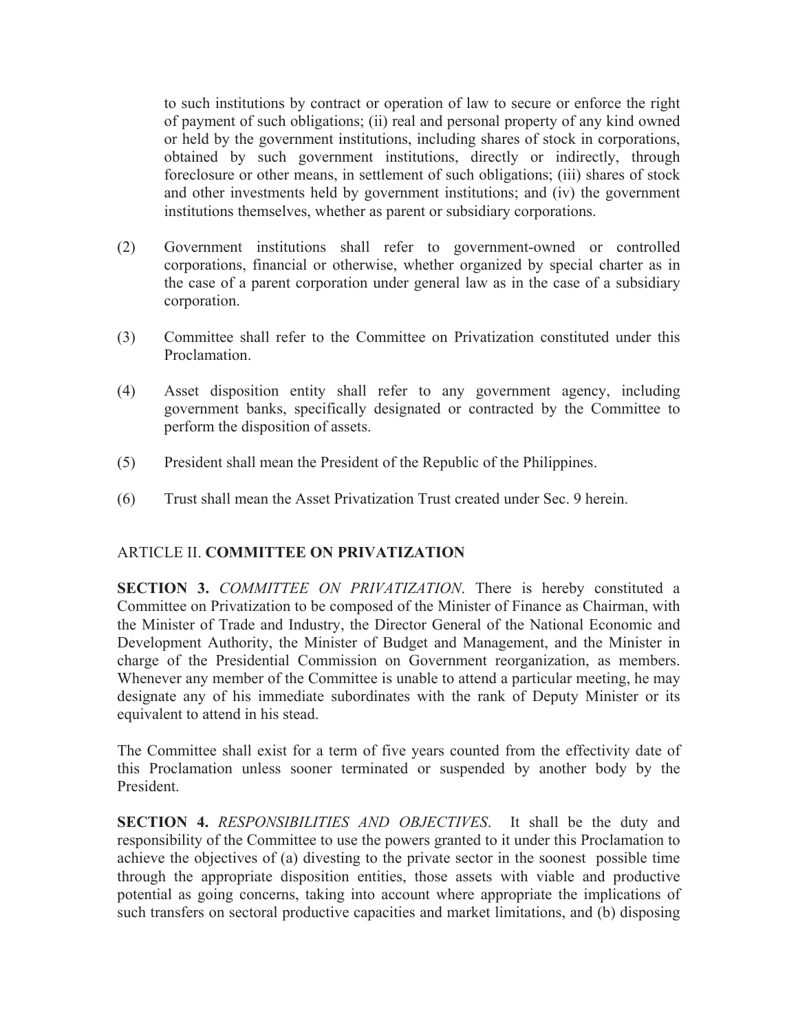to such institutions by contract or operation of law to secure or enforce the right of payment of such obligations; (ii) real and personal property of any kind owned or held by the government institutions, including shares of stock in corporations, obtained by such government institutions, directly or indirectly, through foreclosure or other means, in settlement of such obligations; (iii) shares of stock and other investments held by government institutions; and (iv) the government institutions themselves, whether as parent or subsidiary corporations.

(2) Government institutions shall refer to government-owned or controlled corporations, financial or otherwise, whether organized by special charter as in the case of a parent corporation under general law as in the case of a subsidiary corporation.

(3) Committee shall refer to the Committee on Privatization constituted under this Proclamation.

(4) Asset disposition entity shall refer to any government agency, including government banks, specifically designated or contracted by the Committee to perform the disposition of assets.

(5) President shall mean the President of the Republic of the Philippines.

(6) Trust shall mean the Asset Privatization Trust created under Sec. 9 herein.

## ARTICLE II. **COMMITTEE ON PRIVATIZATION**

**SECTION 3.** *COMMITTEE ON PRIVATIZATION*. There is hereby constituted a Committee on Privatization to be composed of the Minister of Finance as Chairman, with the Minister of Trade and Industry, the Director General of the National Economic and Development Authority, the Minister of Budget and Management, and the Minister in charge of the Presidential Commission on Government reorganization, as members. Whenever any member of the Committee is unable to attend a particular meeting, he may designate any of his immediate subordinates with the rank of Deputy Minister or its equivalent to attend in his stead.

The Committee shall exist for a term of five years counted from the effectivity date of this Proclamation unless sooner terminated or suspended by another body by the President.

**SECTION 4.** *RESPONSIBILITIES AND OBJECTIVES*. It shall be the duty and responsibility of the Committee to use the powers granted to it under this Proclamation to achieve the objectives of (a) divesting to the private sector in the soonest possible time through the appropriate disposition entities, those assets with viable and productive potential as going concerns, taking into account where appropriate the implications of such transfers on sectoral productive capacities and market limitations, and (b) disposing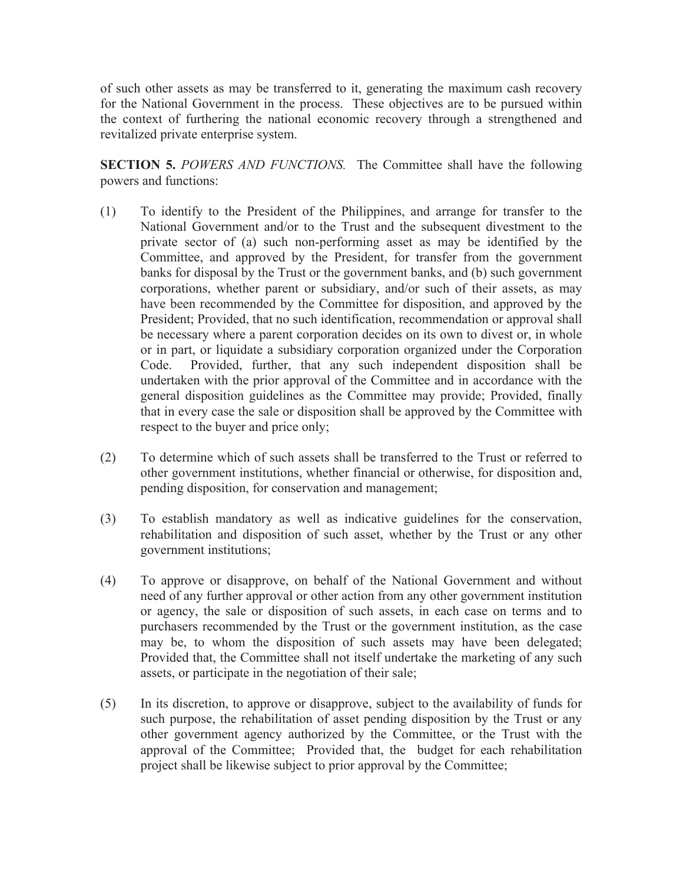of such other assets as may be transferred to it, generating the maximum cash recovery for the National Government in the process. These objectives are to be pursued within the context of furthering the national economic recovery through a strengthened and revitalized private enterprise system.

**SECTION 5.** *POWERS AND FUNCTIONS.* The Committee shall have the following powers and functions:

(1) To identify to the President of the Philippines, and arrange for transfer to the National Government and/or to the Trust and the subsequent divestment to the private sector of (a) such non-performing asset as may be identified by the Committee, and approved by the President, for transfer from the government banks for disposal by the Trust or the government banks, and (b) such government corporations, whether parent or subsidiary, and/or such of their assets, as may have been recommended by the Committee for disposition, and approved by the President; Provided, that no such identification, recommendation or approval shall be necessary where a parent corporation decides on its own to divest or, in whole or in part, or liquidate a subsidiary corporation organized under the Corporation Code. Provided, further, that any such independent disposition shall be undertaken with the prior approval of the Committee and in accordance with the general disposition guidelines as the Committee may provide; Provided, finally that in every case the sale or disposition shall be approved by the Committee with respect to the buyer and price only;

(2) To determine which of such assets shall be transferred to the Trust or referred to other government institutions, whether financial or otherwise, for disposition and, pending disposition, for conservation and management;

(3) To establish mandatory as well as indicative guidelines for the conservation, rehabilitation and disposition of such asset, whether by the Trust or any other government institutions;

(4) To approve or disapprove, on behalf of the National Government and without need of any further approval or other action from any other government institution or agency, the sale or disposition of such assets, in each case on terms and to purchasers recommended by the Trust or the government institution, as the case may be, to whom the disposition of such assets may have been delegated; Provided that, the Committee shall not itself undertake the marketing of any such assets, or participate in the negotiation of their sale;

(5) In its discretion, to approve or disapprove, subject to the availability of funds for such purpose, the rehabilitation of asset pending disposition by the Trust or any other government agency authorized by the Committee, or the Trust with the approval of the Committee; Provided that, the budget for each rehabilitation project shall be likewise subject to prior approval by the Committee;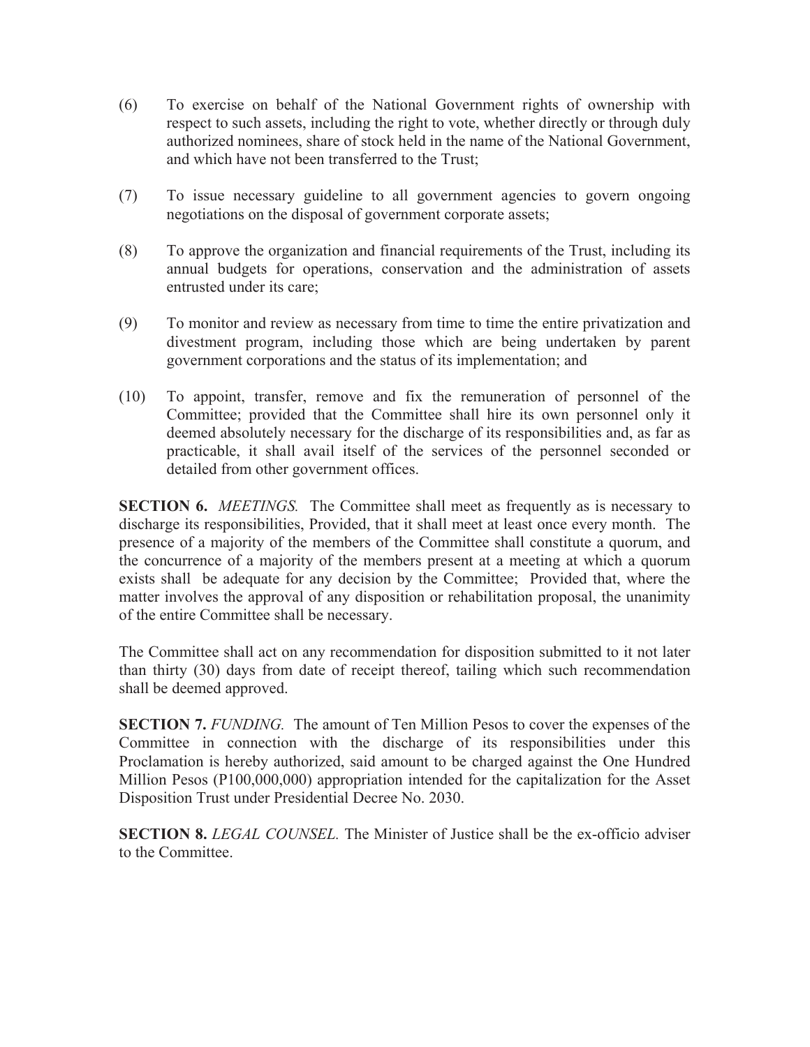(6) To exercise on behalf of the National Government rights of ownership with respect to such assets, including the right to vote, whether directly or through duly authorized nominees, share of stock held in the name of the National Government, and which have not been transferred to the Trust;

(7) To issue necessary guideline to all government agencies to govern ongoing negotiations on the disposal of government corporate assets;

(8) To approve the organization and financial requirements of the Trust, including its annual budgets for operations, conservation and the administration of assets entrusted under its care;

(9) To monitor and review as necessary from time to time the entire privatization and divestment program, including those which are being undertaken by parent government corporations and the status of its implementation; and

(10) To appoint, transfer, remove and fix the remuneration of personnel of the Committee; provided that the Committee shall hire its own personnel only it deemed absolutely necessary for the discharge of its responsibilities and, as far as practicable, it shall avail itself of the services of the personnel seconded or detailed from other government offices.

**SECTION 6.** *MEETINGS.* The Committee shall meet as frequently as is necessary to discharge its responsibilities, Provided, that it shall meet at least once every month. The presence of a majority of the members of the Committee shall constitute a quorum, and the concurrence of a majority of the members present at a meeting at which a quorum exists shall be adequate for any decision by the Committee; Provided that, where the matter involves the approval of any disposition or rehabilitation proposal, the unanimity of the entire Committee shall be necessary.

The Committee shall act on any recommendation for disposition submitted to it not later than thirty (30) days from date of receipt thereof, tailing which such recommendation shall be deemed approved.

**SECTION 7.** *FUNDING.* The amount of Ten Million Pesos to cover the expenses of the Committee in connection with the discharge of its responsibilities under this Proclamation is hereby authorized, said amount to be charged against the One Hundred Million Pesos (P100,000,000) appropriation intended for the capitalization for the Asset Disposition Trust under Presidential Decree No. 2030.

**SECTION 8.** *LEGAL COUNSEL.* The Minister of Justice shall be the ex-officio adviser to the Committee.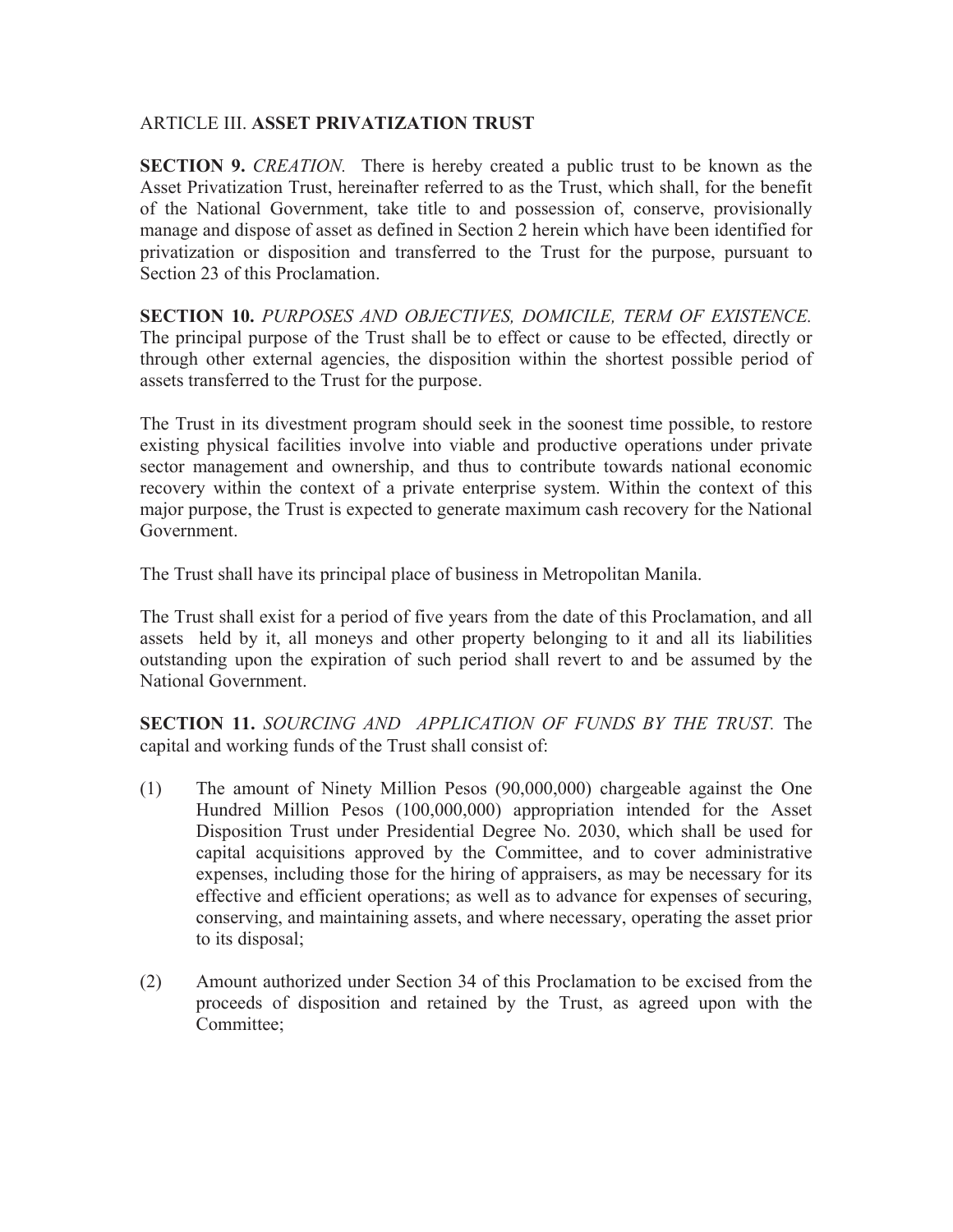## ARTICLE III. **ASSET PRIVATIZATION TRUST**

**SECTION 9.** *CREATION.* There is hereby created a public trust to be known as the Asset Privatization Trust, hereinafter referred to as the Trust, which shall, for the benefit of the National Government, take title to and possession of, conserve, provisionally manage and dispose of asset as defined in Section 2 herein which have been identified for privatization or disposition and transferred to the Trust for the purpose, pursuant to Section 23 of this Proclamation.

**SECTION 10.** *PURPOSES AND OBJECTIVES, DOMICILE, TERM OF EXISTENCE.* The principal purpose of the Trust shall be to effect or cause to be effected, directly or through other external agencies, the disposition within the shortest possible period of assets transferred to the Trust for the purpose.

The Trust in its divestment program should seek in the soonest time possible, to restore existing physical facilities involve into viable and productive operations under private sector management and ownership, and thus to contribute towards national economic recovery within the context of a private enterprise system. Within the context of this major purpose, the Trust is expected to generate maximum cash recovery for the National Government.

The Trust shall have its principal place of business in Metropolitan Manila.

The Trust shall exist for a period of five years from the date of this Proclamation, and all assets held by it, all moneys and other property belonging to it and all its liabilities outstanding upon the expiration of such period shall revert to and be assumed by the National Government.

**SECTION 11.** *SOURCING AND APPLICATION OF FUNDS BY THE TRUST.* The capital and working funds of the Trust shall consist of:

(1) The amount of Ninety Million Pesos (90,000,000) chargeable against the One Hundred Million Pesos (100,000,000) appropriation intended for the Asset Disposition Trust under Presidential Degree No. 2030, which shall be used for capital acquisitions approved by the Committee, and to cover administrative expenses, including those for the hiring of appraisers, as may be necessary for its effective and efficient operations; as well as to advance for expenses of securing, conserving, and maintaining assets, and where necessary, operating the asset prior to its disposal;

(2) Amount authorized under Section 34 of this Proclamation to be excised from the proceeds of disposition and retained by the Trust, as agreed upon with the Committee;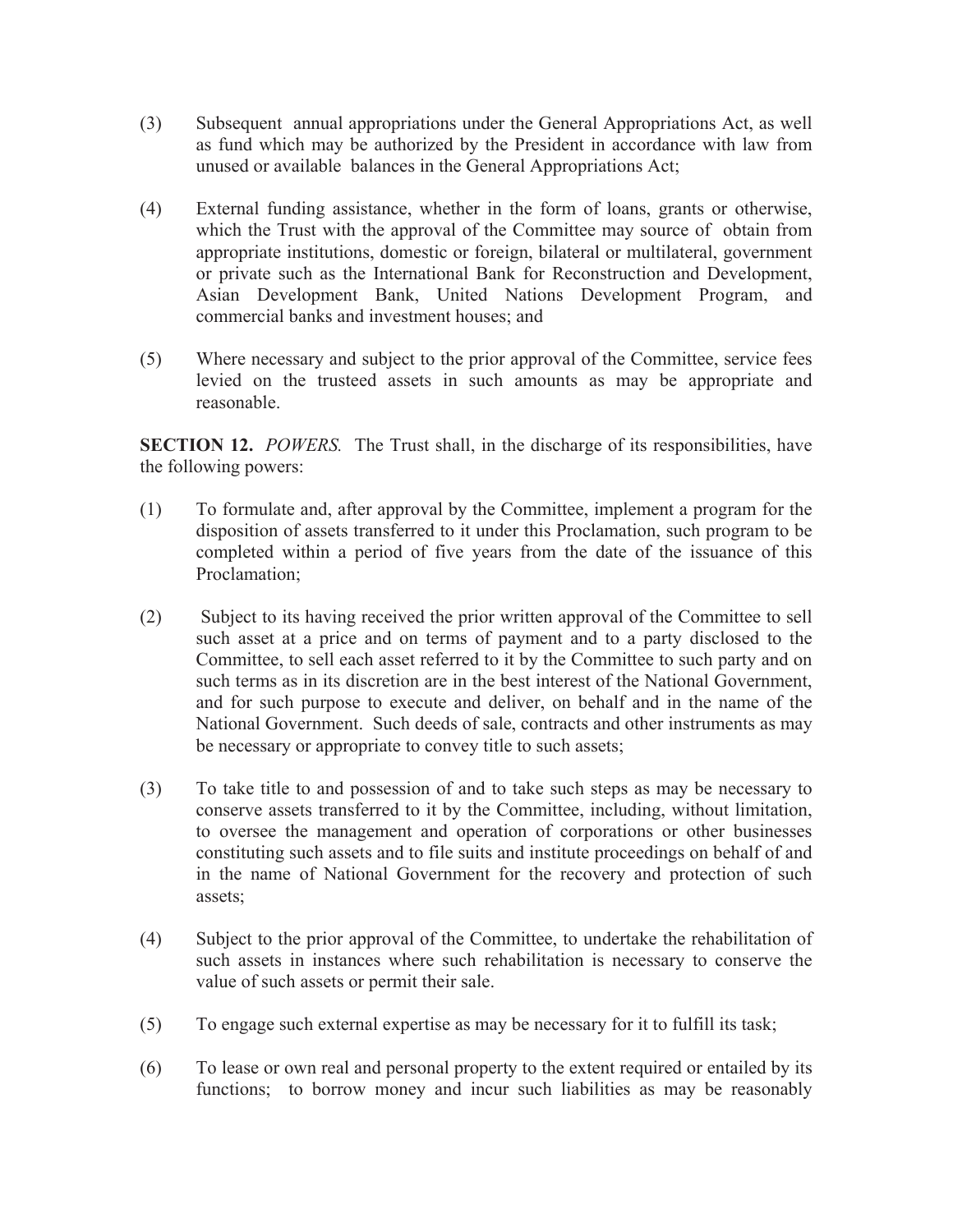(3) Subsequent annual appropriations under the General Appropriations Act, as well as fund which may be authorized by the President in accordance with law from unused or available balances in the General Appropriations Act;

(4) External funding assistance, whether in the form of loans, grants or otherwise, which the Trust with the approval of the Committee may source of obtain from appropriate institutions, domestic or foreign, bilateral or multilateral, government or private such as the International Bank for Reconstruction and Development, Asian Development Bank, United Nations Development Program, and commercial banks and investment houses; and

(5) Where necessary and subject to the prior approval of the Committee, service fees levied on the trusteed assets in such amounts as may be appropriate and reasonable.

**SECTION 12.** *POWERS.* The Trust shall, in the discharge of its responsibilities, have the following powers:

(1) To formulate and, after approval by the Committee, implement a program for the disposition of assets transferred to it under this Proclamation, such program to be completed within a period of five years from the date of the issuance of this Proclamation;

(2) Subject to its having received the prior written approval of the Committee to sell such asset at a price and on terms of payment and to a party disclosed to the Committee, to sell each asset referred to it by the Committee to such party and on such terms as in its discretion are in the best interest of the National Government, and for such purpose to execute and deliver, on behalf and in the name of the National Government. Such deeds of sale, contracts and other instruments as may be necessary or appropriate to convey title to such assets;

(3) To take title to and possession of and to take such steps as may be necessary to conserve assets transferred to it by the Committee, including, without limitation, to oversee the management and operation of corporations or other businesses constituting such assets and to file suits and institute proceedings on behalf of and in the name of National Government for the recovery and protection of such assets;

(4) Subject to the prior approval of the Committee, to undertake the rehabilitation of such assets in instances where such rehabilitation is necessary to conserve the value of such assets or permit their sale.

(5) To engage such external expertise as may be necessary for it to fulfill its task;

(6) To lease or own real and personal property to the extent required or entailed by its functions; to borrow money and incur such liabilities as may be reasonably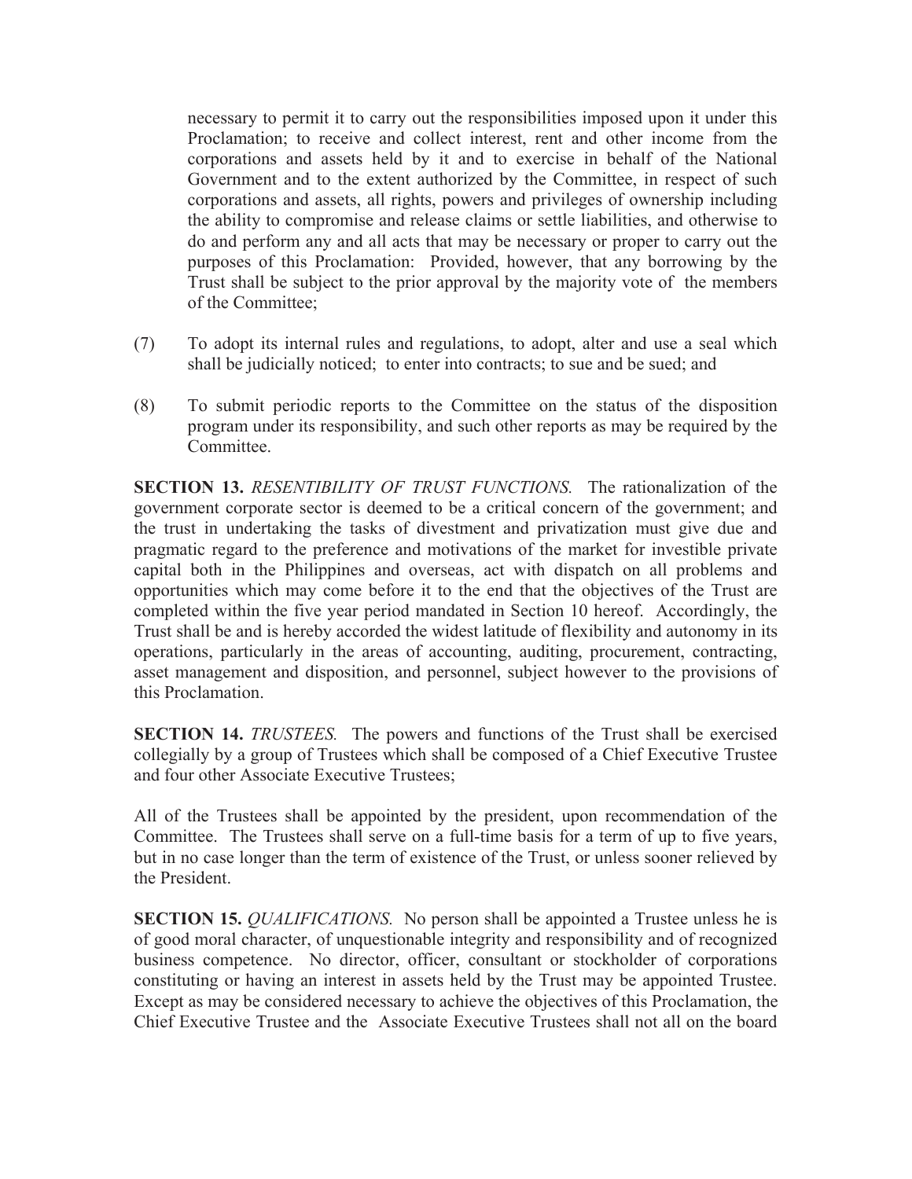necessary to permit it to carry out the responsibilities imposed upon it under this Proclamation; to receive and collect interest, rent and other income from the corporations and assets held by it and to exercise in behalf of the National Government and to the extent authorized by the Committee, in respect of such corporations and assets, all rights, powers and privileges of ownership including the ability to compromise and release claims or settle liabilities, and otherwise to do and perform any and all acts that may be necessary or proper to carry out the purposes of this Proclamation: Provided, however, that any borrowing by the Trust shall be subject to the prior approval by the majority vote of the members of the Committee;

(7) To adopt its internal rules and regulations, to adopt, alter and use a seal which shall be judicially noticed; to enter into contracts; to sue and be sued; and

(8) To submit periodic reports to the Committee on the status of the disposition program under its responsibility, and such other reports as may be required by the Committee.

**SECTION 13.** *RESENTIBILITY OF TRUST FUNCTIONS.* The rationalization of the government corporate sector is deemed to be a critical concern of the government; and the trust in undertaking the tasks of divestment and privatization must give due and pragmatic regard to the preference and motivations of the market for investible private capital both in the Philippines and overseas, act with dispatch on all problems and opportunities which may come before it to the end that the objectives of the Trust are completed within the five year period mandated in Section 10 hereof. Accordingly, the Trust shall be and is hereby accorded the widest latitude of flexibility and autonomy in its operations, particularly in the areas of accounting, auditing, procurement, contracting, asset management and disposition, and personnel, subject however to the provisions of this Proclamation.

**SECTION 14.** *TRUSTEES.* The powers and functions of the Trust shall be exercised collegially by a group of Trustees which shall be composed of a Chief Executive Trustee and four other Associate Executive Trustees;

All of the Trustees shall be appointed by the president, upon recommendation of the Committee. The Trustees shall serve on a full-time basis for a term of up to five years, but in no case longer than the term of existence of the Trust, or unless sooner relieved by the President.

**SECTION 15.** *QUALIFICATIONS.* No person shall be appointed a Trustee unless he is of good moral character, of unquestionable integrity and responsibility and of recognized business competence. No director, officer, consultant or stockholder of corporations constituting or having an interest in assets held by the Trust may be appointed Trustee. Except as may be considered necessary to achieve the objectives of this Proclamation, the Chief Executive Trustee and the Associate Executive Trustees shall not all on the board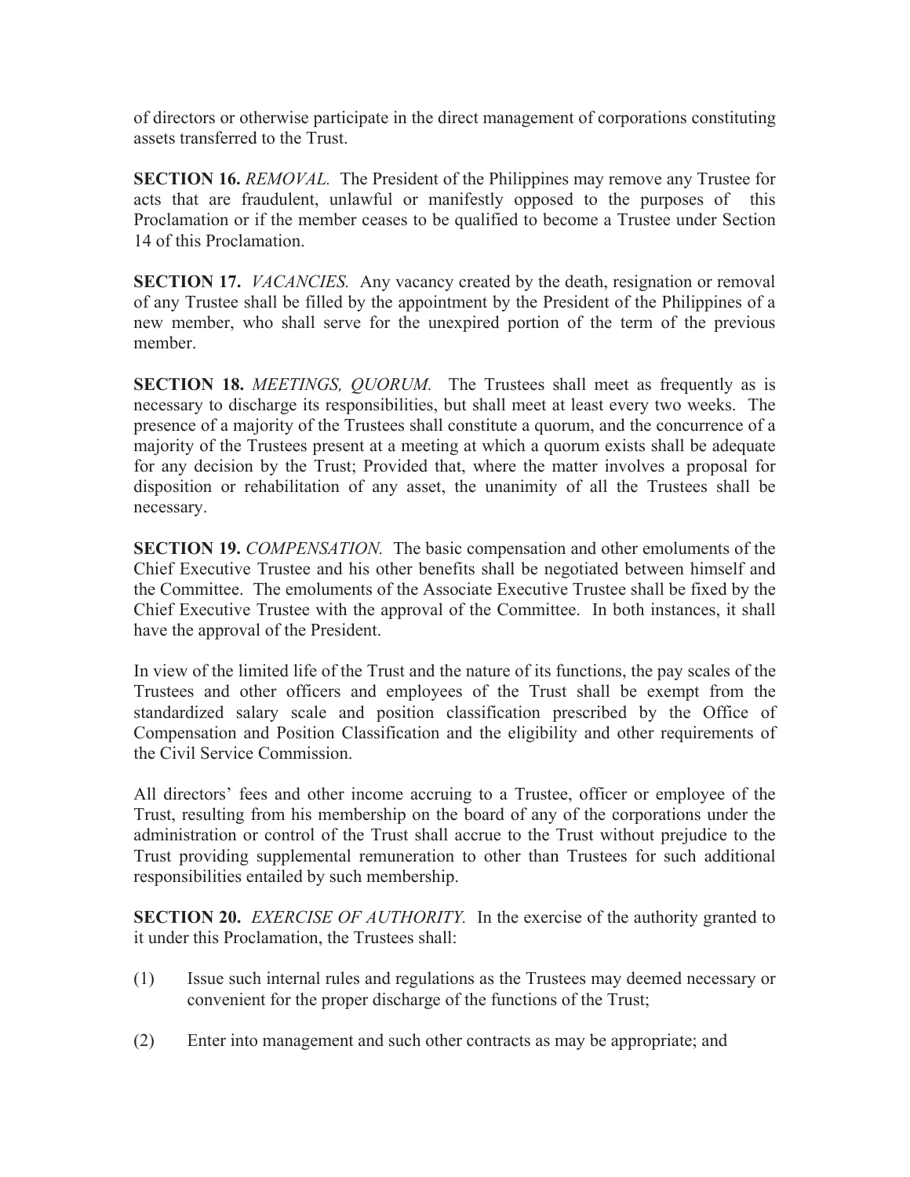of directors or otherwise participate in the direct management of corporations constituting assets transferred to the Trust.

**SECTION 16.** *REMOVAL.* The President of the Philippines may remove any Trustee for acts that are fraudulent, unlawful or manifestly opposed to the purposes of this Proclamation or if the member ceases to be qualified to become a Trustee under Section 14 of this Proclamation.

**SECTION 17.** *VACANCIES.* Any vacancy created by the death, resignation or removal of any Trustee shall be filled by the appointment by the President of the Philippines of a new member, who shall serve for the unexpired portion of the term of the previous member.

**SECTION 18.** *MEETINGS, QUORUM.* The Trustees shall meet as frequently as is necessary to discharge its responsibilities, but shall meet at least every two weeks. The presence of a majority of the Trustees shall constitute a quorum, and the concurrence of a majority of the Trustees present at a meeting at which a quorum exists shall be adequate for any decision by the Trust; Provided that, where the matter involves a proposal for disposition or rehabilitation of any asset, the unanimity of all the Trustees shall be necessary.

**SECTION 19.** *COMPENSATION.* The basic compensation and other emoluments of the Chief Executive Trustee and his other benefits shall be negotiated between himself and the Committee. The emoluments of the Associate Executive Trustee shall be fixed by the Chief Executive Trustee with the approval of the Committee. In both instances, it shall have the approval of the President.

In view of the limited life of the Trust and the nature of its functions, the pay scales of the Trustees and other officers and employees of the Trust shall be exempt from the standardized salary scale and position classification prescribed by the Office of Compensation and Position Classification and the eligibility and other requirements of the Civil Service Commission.

All directors' fees and other income accruing to a Trustee, officer or employee of the Trust, resulting from his membership on the board of any of the corporations under the administration or control of the Trust shall accrue to the Trust without prejudice to the Trust providing supplemental remuneration to other than Trustees for such additional responsibilities entailed by such membership.

**SECTION 20.** *EXERCISE OF AUTHORITY.* In the exercise of the authority granted to it under this Proclamation, the Trustees shall:

(1) Issue such internal rules and regulations as the Trustees may deemed necessary or convenient for the proper discharge of the functions of the Trust;

(2) Enter into management and such other contracts as may be appropriate; and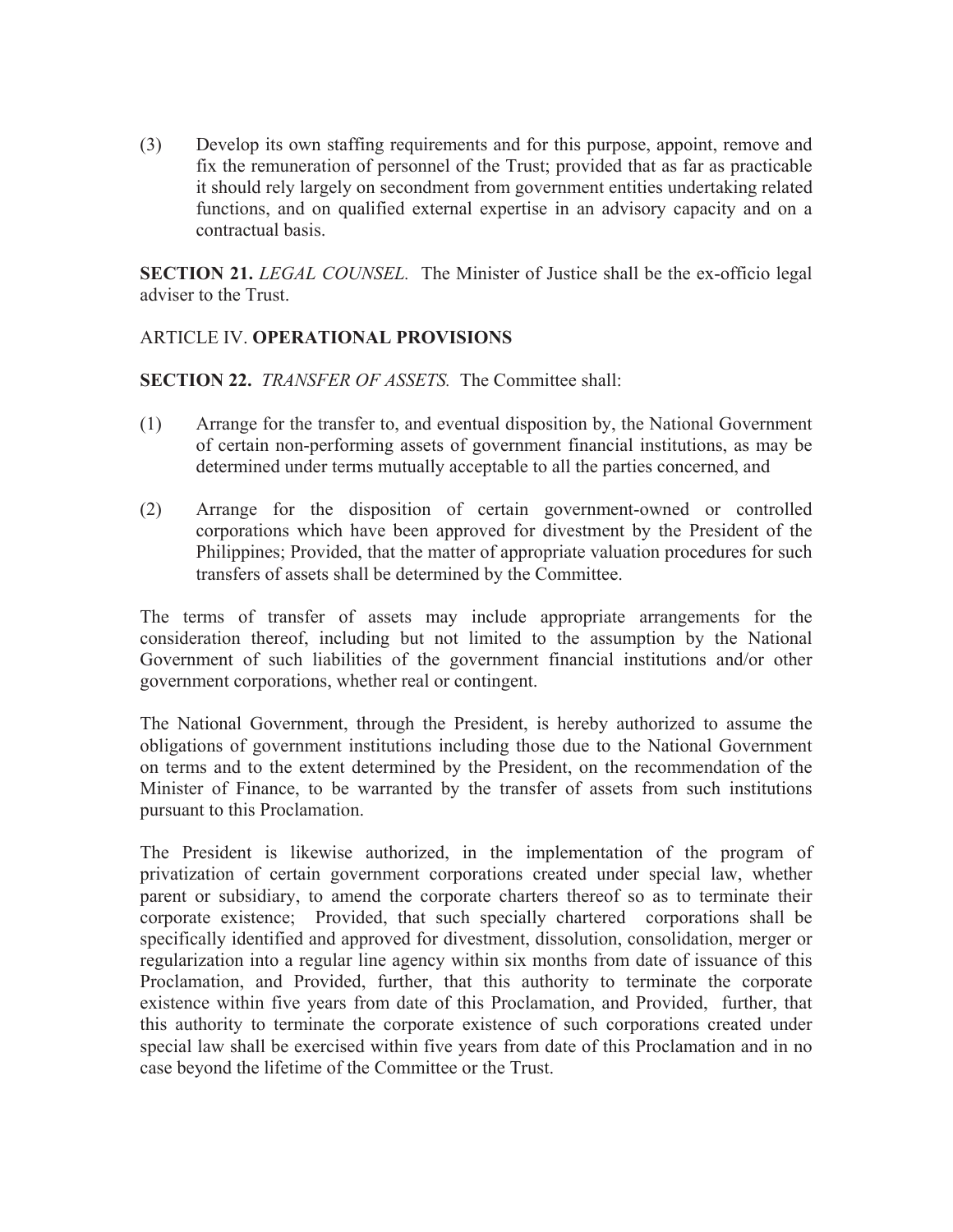(3) Develop its own staffing requirements and for this purpose, appoint, remove and fix the remuneration of personnel of the Trust; provided that as far as practicable it should rely largely on secondment from government entities undertaking related functions, and on qualified external expertise in an advisory capacity and on a contractual basis.

**SECTION 21.** *LEGAL COUNSEL.* The Minister of Justice shall be the ex-officio legal adviser to the Trust.

ARTICLE IV. **OPERATIONAL PROVISIONS**

**SECTION 22.** *TRANSFER OF ASSETS.* The Committee shall:

(1) Arrange for the transfer to, and eventual disposition by, the National Government of certain non-performing assets of government financial institutions, as may be determined under terms mutually acceptable to all the parties concerned, and

(2) Arrange for the disposition of certain government-owned or controlled corporations which have been approved for divestment by the President of the Philippines; Provided, that the matter of appropriate valuation procedures for such transfers of assets shall be determined by the Committee.

The terms of transfer of assets may include appropriate arrangements for the consideration thereof, including but not limited to the assumption by the National Government of such liabilities of the government financial institutions and/or other government corporations, whether real or contingent.

The National Government, through the President, is hereby authorized to assume the obligations of government institutions including those due to the National Government on terms and to the extent determined by the President, on the recommendation of the Minister of Finance, to be warranted by the transfer of assets from such institutions pursuant to this Proclamation.

The President is likewise authorized, in the implementation of the program of privatization of certain government corporations created under special law, whether parent or subsidiary, to amend the corporate charters thereof so as to terminate their corporate existence; Provided, that such specially chartered corporations shall be specifically identified and approved for divestment, dissolution, consolidation, merger or regularization into a regular line agency within six months from date of issuance of this Proclamation, and Provided, further, that this authority to terminate the corporate existence within five years from date of this Proclamation, and Provided, further, that this authority to terminate the corporate existence of such corporations created under special law shall be exercised within five years from date of this Proclamation and in no case beyond the lifetime of the Committee or the Trust.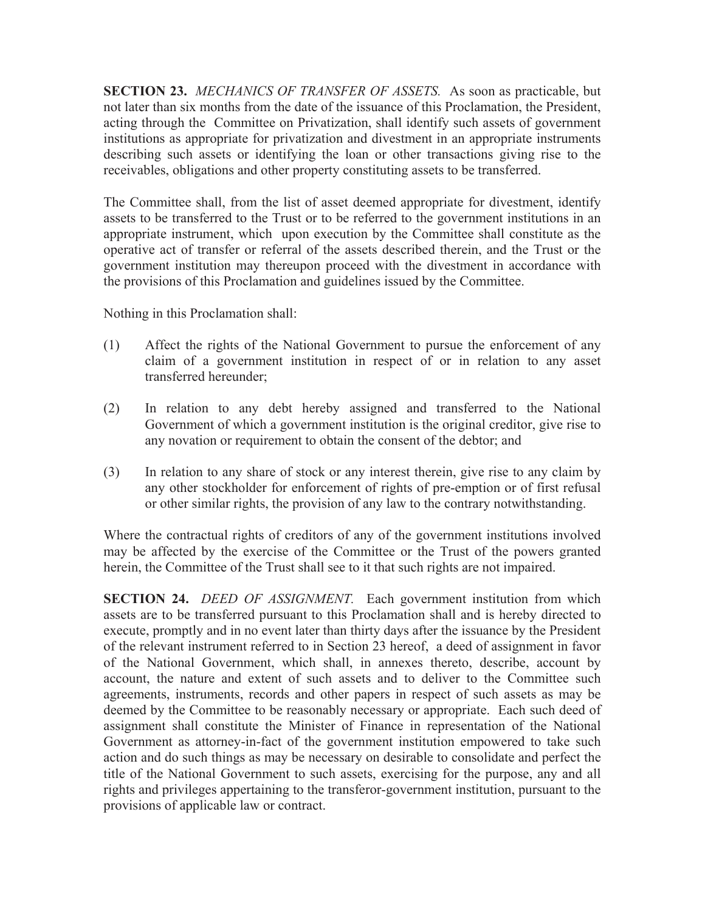**SECTION 23.** *MECHANICS OF TRANSFER OF ASSETS.* As soon as practicable, but not later than six months from the date of the issuance of this Proclamation, the President, acting through the Committee on Privatization, shall identify such assets of government institutions as appropriate for privatization and divestment in an appropriate instruments describing such assets or identifying the loan or other transactions giving rise to the receivables, obligations and other property constituting assets to be transferred.

The Committee shall, from the list of asset deemed appropriate for divestment, identify assets to be transferred to the Trust or to be referred to the government institutions in an appropriate instrument, which upon execution by the Committee shall constitute as the operative act of transfer or referral of the assets described therein, and the Trust or the government institution may thereupon proceed with the divestment in accordance with the provisions of this Proclamation and guidelines issued by the Committee.

Nothing in this Proclamation shall:

(1) Affect the rights of the National Government to pursue the enforcement of any claim of a government institution in respect of or in relation to any asset transferred hereunder;

(2) In relation to any debt hereby assigned and transferred to the National Government of which a government institution is the original creditor, give rise to any novation or requirement to obtain the consent of the debtor; and

(3) In relation to any share of stock or any interest therein, give rise to any claim by any other stockholder for enforcement of rights of pre-emption or of first refusal or other similar rights, the provision of any law to the contrary notwithstanding.

Where the contractual rights of creditors of any of the government institutions involved may be affected by the exercise of the Committee or the Trust of the powers granted herein, the Committee of the Trust shall see to it that such rights are not impaired.

**SECTION 24.** *DEED OF ASSIGNMENT.* Each government institution from which assets are to be transferred pursuant to this Proclamation shall and is hereby directed to execute, promptly and in no event later than thirty days after the issuance by the President of the relevant instrument referred to in Section 23 hereof, a deed of assignment in favor of the National Government, which shall, in annexes thereto, describe, account by account, the nature and extent of such assets and to deliver to the Committee such agreements, instruments, records and other papers in respect of such assets as may be deemed by the Committee to be reasonably necessary or appropriate. Each such deed of assignment shall constitute the Minister of Finance in representation of the National Government as attorney-in-fact of the government institution empowered to take such action and do such things as may be necessary on desirable to consolidate and perfect the title of the National Government to such assets, exercising for the purpose, any and all rights and privileges appertaining to the transferor-government institution, pursuant to the provisions of applicable law or contract.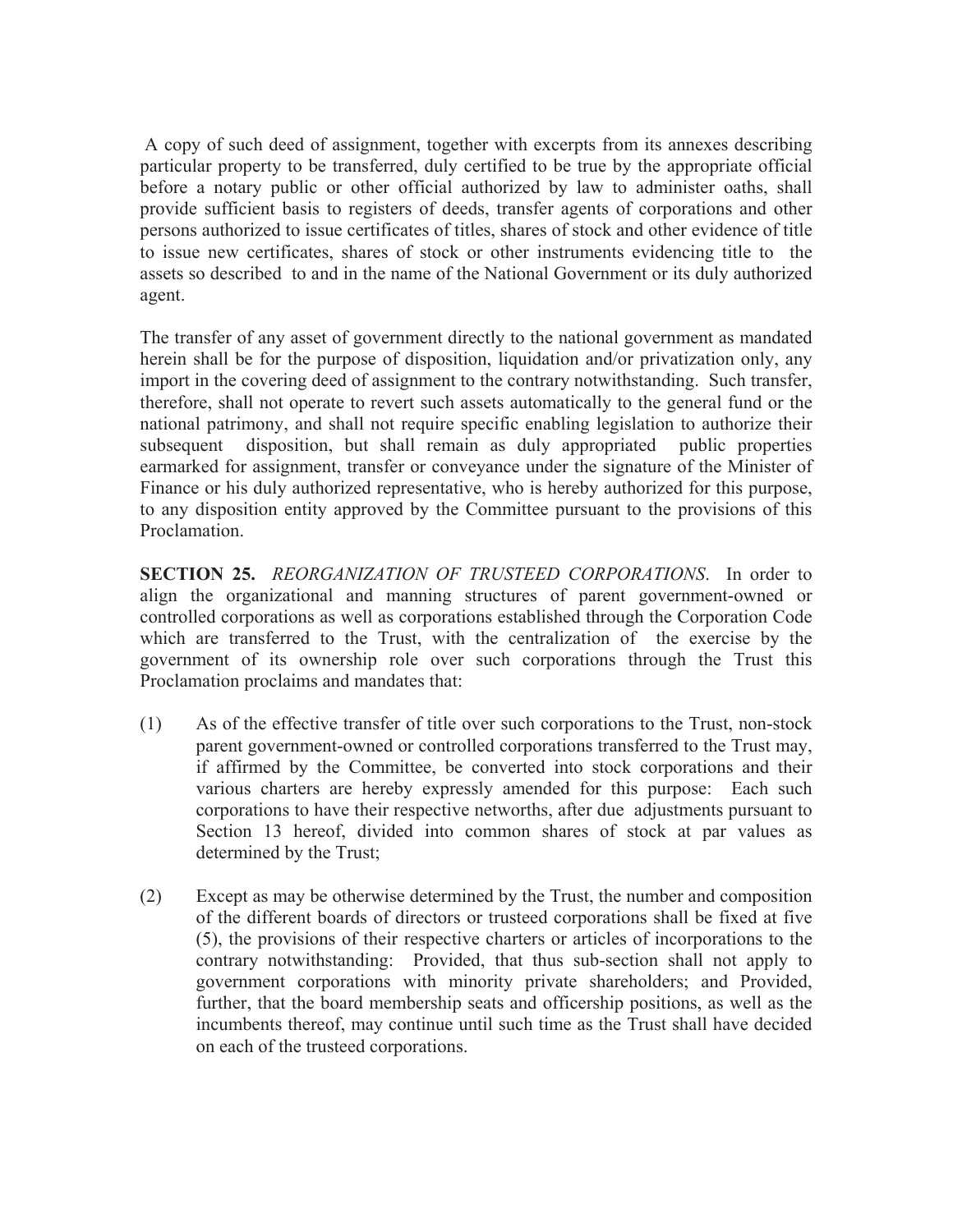A copy of such deed of assignment, together with excerpts from its annexes describing particular property to be transferred, duly certified to be true by the appropriate official before a notary public or other official authorized by law to administer oaths, shall provide sufficient basis to registers of deeds, transfer agents of corporations and other persons authorized to issue certificates of titles, shares of stock and other evidence of title to issue new certificates, shares of stock or other instruments evidencing title to the assets so described to and in the name of the National Government or its duly authorized agent.

The transfer of any asset of government directly to the national government as mandated herein shall be for the purpose of disposition, liquidation and/or privatization only, any import in the covering deed of assignment to the contrary notwithstanding. Such transfer, therefore, shall not operate to revert such assets automatically to the general fund or the national patrimony, and shall not require specific enabling legislation to authorize their subsequent disposition, but shall remain as duly appropriated public properties earmarked for assignment, transfer or conveyance under the signature of the Minister of Finance or his duly authorized representative, who is hereby authorized for this purpose, to any disposition entity approved by the Committee pursuant to the provisions of this Proclamation.

**SECTION 25.** *REORGANIZATION OF TRUSTEED CORPORATIONS*. In order to align the organizational and manning structures of parent government-owned or controlled corporations as well as corporations established through the Corporation Code which are transferred to the Trust, with the centralization of the exercise by the government of its ownership role over such corporations through the Trust this Proclamation proclaims and mandates that:

(1) As of the effective transfer of title over such corporations to the Trust, non-stock parent government-owned or controlled corporations transferred to the Trust may, if affirmed by the Committee, be converted into stock corporations and their various charters are hereby expressly amended for this purpose: Each such corporations to have their respective networths, after due adjustments pursuant to Section 13 hereof, divided into common shares of stock at par values as determined by the Trust;

(2) Except as may be otherwise determined by the Trust, the number and composition of the different boards of directors or trusteed corporations shall be fixed at five (5), the provisions of their respective charters or articles of incorporations to the contrary notwithstanding: Provided, that thus sub-section shall not apply to government corporations with minority private shareholders; and Provided, further, that the board membership seats and officership positions, as well as the incumbents thereof, may continue until such time as the Trust shall have decided on each of the trusteed corporations.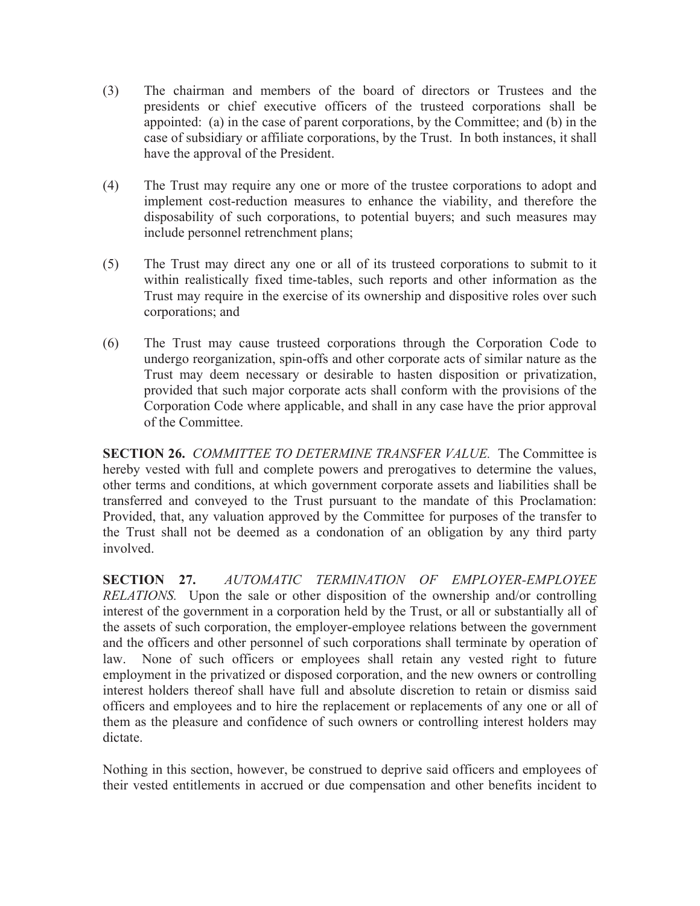(3) The chairman and members of the board of directors or Trustees and the presidents or chief executive officers of the trusteed corporations shall be appointed: (a) in the case of parent corporations, by the Committee; and (b) in the case of subsidiary or affiliate corporations, by the Trust. In both instances, it shall have the approval of the President.

(4) The Trust may require any one or more of the trustee corporations to adopt and implement cost-reduction measures to enhance the viability, and therefore the disposability of such corporations, to potential buyers; and such measures may include personnel retrenchment plans;

(5) The Trust may direct any one or all of its trusteed corporations to submit to it within realistically fixed time-tables, such reports and other information as the Trust may require in the exercise of its ownership and dispositive roles over such corporations; and

(6) The Trust may cause trusteed corporations through the Corporation Code to undergo reorganization, spin-offs and other corporate acts of similar nature as the Trust may deem necessary or desirable to hasten disposition or privatization, provided that such major corporate acts shall conform with the provisions of the Corporation Code where applicable, and shall in any case have the prior approval of the Committee.

**SECTION 26.** *COMMITTEE TO DETERMINE TRANSFER VALUE.* The Committee is hereby vested with full and complete powers and prerogatives to determine the values, other terms and conditions, at which government corporate assets and liabilities shall be transferred and conveyed to the Trust pursuant to the mandate of this Proclamation: Provided, that, any valuation approved by the Committee for purposes of the transfer to the Trust shall not be deemed as a condonation of an obligation by any third party involved.

**SECTION 27.** *AUTOMATIC TERMINATION OF EMPLOYER-EMPLOYEE RELATIONS.* Upon the sale or other disposition of the ownership and/or controlling interest of the government in a corporation held by the Trust, or all or substantially all of the assets of such corporation, the employer-employee relations between the government and the officers and other personnel of such corporations shall terminate by operation of law. None of such officers or employees shall retain any vested right to future employment in the privatized or disposed corporation, and the new owners or controlling interest holders thereof shall have full and absolute discretion to retain or dismiss said officers and employees and to hire the replacement or replacements of any one or all of them as the pleasure and confidence of such owners or controlling interest holders may dictate.

Nothing in this section, however, be construed to deprive said officers and employees of their vested entitlements in accrued or due compensation and other benefits incident to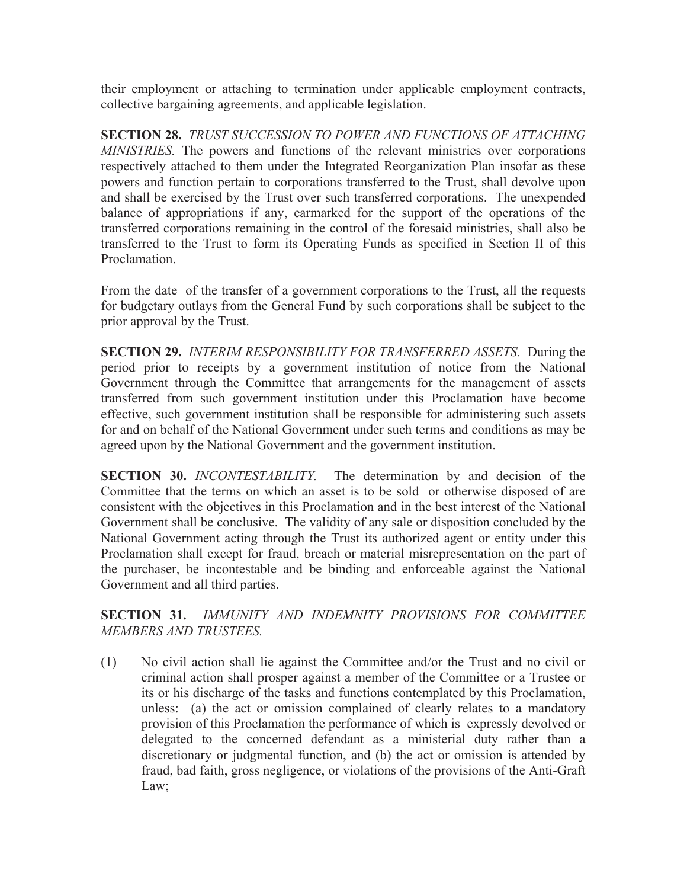their employment or attaching to termination under applicable employment contracts, collective bargaining agreements, and applicable legislation.

**SECTION 28.** *TRUST SUCCESSION TO POWER AND FUNCTIONS OF ATTACHING MINISTRIES.* The powers and functions of the relevant ministries over corporations respectively attached to them under the Integrated Reorganization Plan insofar as these powers and function pertain to corporations transferred to the Trust, shall devolve upon and shall be exercised by the Trust over such transferred corporations. The unexpended balance of appropriations if any, earmarked for the support of the operations of the transferred corporations remaining in the control of the foresaid ministries, shall also be transferred to the Trust to form its Operating Funds as specified in Section II of this Proclamation.

From the date of the transfer of a government corporations to the Trust, all the requests for budgetary outlays from the General Fund by such corporations shall be subject to the prior approval by the Trust.

**SECTION 29.** *INTERIM RESPONSIBILITY FOR TRANSFERRED ASSETS.* During the period prior to receipts by a government institution of notice from the National Government through the Committee that arrangements for the management of assets transferred from such government institution under this Proclamation have become effective, such government institution shall be responsible for administering such assets for and on behalf of the National Government under such terms and conditions as may be agreed upon by the National Government and the government institution.

**SECTION 30.** *INCONTESTABILITY.* The determination by and decision of the Committee that the terms on which an asset is to be sold or otherwise disposed of are consistent with the objectives in this Proclamation and in the best interest of the National Government shall be conclusive. The validity of any sale or disposition concluded by the National Government acting through the Trust its authorized agent or entity under this Proclamation shall except for fraud, breach or material misrepresentation on the part of the purchaser, be incontestable and be binding and enforceable against the National Government and all third parties.

**SECTION 31.** *IMMUNITY AND INDEMNITY PROVISIONS FOR COMMITTEE MEMBERS AND TRUSTEES.*

(1) No civil action shall lie against the Committee and/or the Trust and no civil or criminal action shall prosper against a member of the Committee or a Trustee or its or his discharge of the tasks and functions contemplated by this Proclamation, unless: (a) the act or omission complained of clearly relates to a mandatory provision of this Proclamation the performance of which is expressly devolved or delegated to the concerned defendant as a ministerial duty rather than a discretionary or judgmental function, and (b) the act or omission is attended by fraud, bad faith, gross negligence, or violations of the provisions of the Anti-Graft Law;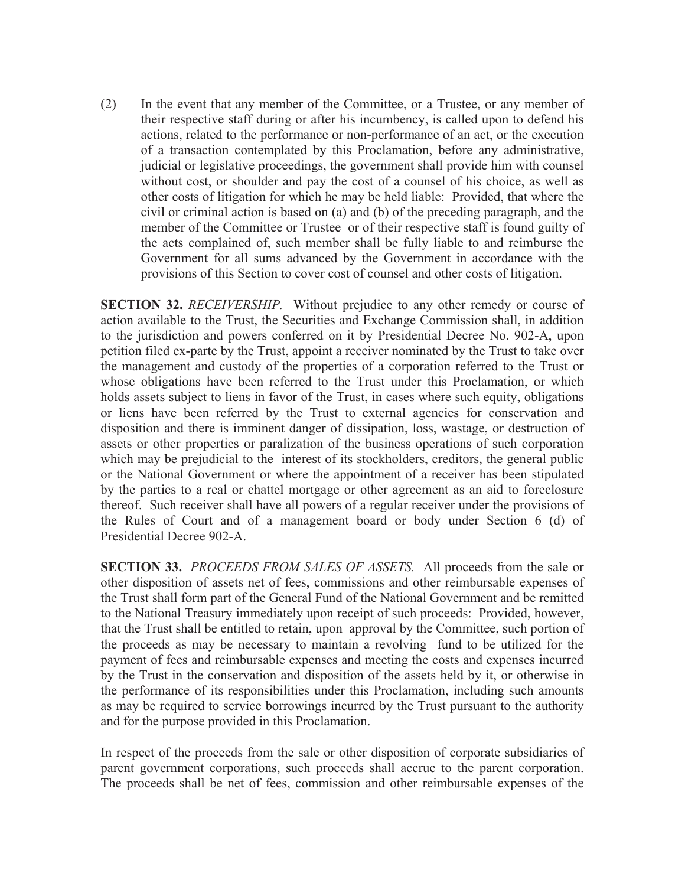(2) In the event that any member of the Committee, or a Trustee, or any member of their respective staff during or after his incumbency, is called upon to defend his actions, related to the performance or non-performance of an act, or the execution of a transaction contemplated by this Proclamation, before any administrative, judicial or legislative proceedings, the government shall provide him with counsel without cost, or shoulder and pay the cost of a counsel of his choice, as well as other costs of litigation for which he may be held liable: Provided, that where the civil or criminal action is based on (a) and (b) of the preceding paragraph, and the member of the Committee or Trustee or of their respective staff is found guilty of the acts complained of, such member shall be fully liable to and reimburse the Government for all sums advanced by the Government in accordance with the provisions of this Section to cover cost of counsel and other costs of litigation.

**SECTION 32.** *RECEIVERSHIP.* Without prejudice to any other remedy or course of action available to the Trust, the Securities and Exchange Commission shall, in addition to the jurisdiction and powers conferred on it by Presidential Decree No. 902-A, upon petition filed ex-parte by the Trust, appoint a receiver nominated by the Trust to take over the management and custody of the properties of a corporation referred to the Trust or whose obligations have been referred to the Trust under this Proclamation, or which holds assets subject to liens in favor of the Trust, in cases where such equity, obligations or liens have been referred by the Trust to external agencies for conservation and disposition and there is imminent danger of dissipation, loss, wastage, or destruction of assets or other properties or paralization of the business operations of such corporation which may be prejudicial to the interest of its stockholders, creditors, the general public or the National Government or where the appointment of a receiver has been stipulated by the parties to a real or chattel mortgage or other agreement as an aid to foreclosure thereof. Such receiver shall have all powers of a regular receiver under the provisions of the Rules of Court and of a management board or body under Section 6 (d) of Presidential Decree 902-A.

**SECTION 33.** *PROCEEDS FROM SALES OF ASSETS.* All proceeds from the sale or other disposition of assets net of fees, commissions and other reimbursable expenses of the Trust shall form part of the General Fund of the National Government and be remitted to the National Treasury immediately upon receipt of such proceeds: Provided, however, that the Trust shall be entitled to retain, upon approval by the Committee, such portion of the proceeds as may be necessary to maintain a revolving fund to be utilized for the payment of fees and reimbursable expenses and meeting the costs and expenses incurred by the Trust in the conservation and disposition of the assets held by it, or otherwise in the performance of its responsibilities under this Proclamation, including such amounts as may be required to service borrowings incurred by the Trust pursuant to the authority and for the purpose provided in this Proclamation.

In respect of the proceeds from the sale or other disposition of corporate subsidiaries of parent government corporations, such proceeds shall accrue to the parent corporation. The proceeds shall be net of fees, commission and other reimbursable expenses of the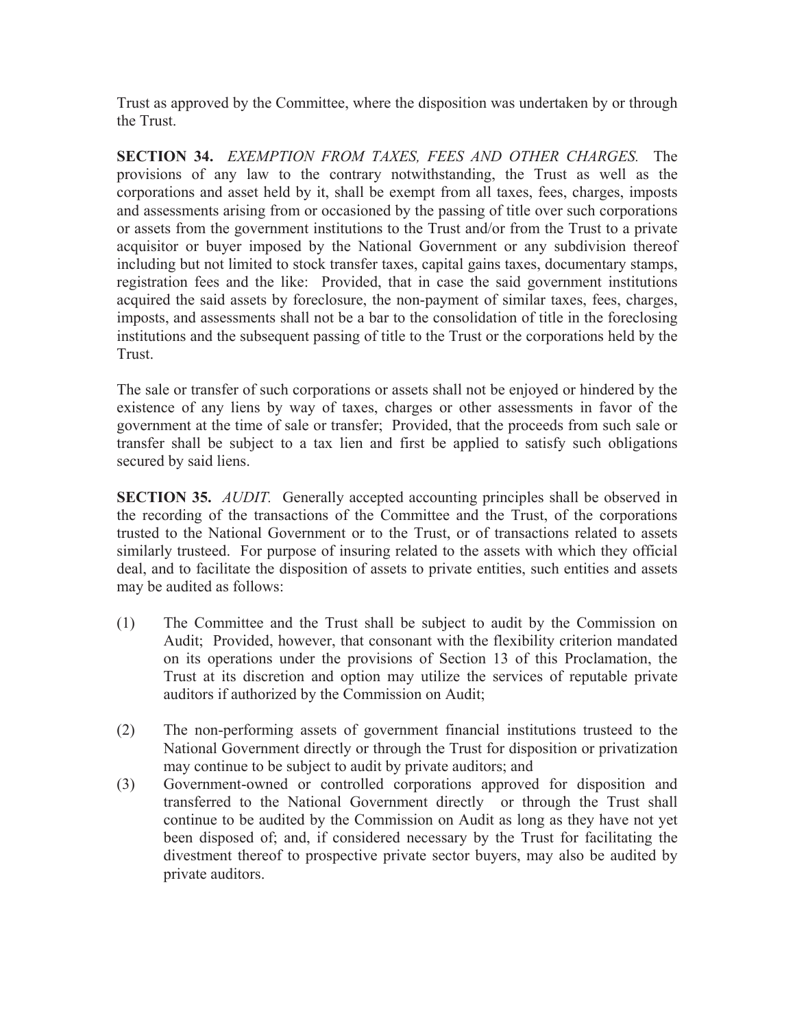Trust as approved by the Committee, where the disposition was undertaken by or through the Trust.

**SECTION 34.** *EXEMPTION FROM TAXES, FEES AND OTHER CHARGES.* The provisions of any law to the contrary notwithstanding, the Trust as well as the corporations and asset held by it, shall be exempt from all taxes, fees, charges, imposts and assessments arising from or occasioned by the passing of title over such corporations or assets from the government institutions to the Trust and/or from the Trust to a private acquisitor or buyer imposed by the National Government or any subdivision thereof including but not limited to stock transfer taxes, capital gains taxes, documentary stamps, registration fees and the like: Provided, that in case the said government institutions acquired the said assets by foreclosure, the non-payment of similar taxes, fees, charges, imposts, and assessments shall not be a bar to the consolidation of title in the foreclosing institutions and the subsequent passing of title to the Trust or the corporations held by the Trust.

The sale or transfer of such corporations or assets shall not be enjoyed or hindered by the existence of any liens by way of taxes, charges or other assessments in favor of the government at the time of sale or transfer; Provided, that the proceeds from such sale or transfer shall be subject to a tax lien and first be applied to satisfy such obligations secured by said liens.

**SECTION 35.** *AUDIT.* Generally accepted accounting principles shall be observed in the recording of the transactions of the Committee and the Trust, of the corporations trusted to the National Government or to the Trust, or of transactions related to assets similarly trusteed. For purpose of insuring related to the assets with which they official deal, and to facilitate the disposition of assets to private entities, such entities and assets may be audited as follows:

(1) The Committee and the Trust shall be subject to audit by the Commission on Audit; Provided, however, that consonant with the flexibility criterion mandated on its operations under the provisions of Section 13 of this Proclamation, the Trust at its discretion and option may utilize the services of reputable private auditors if authorized by the Commission on Audit;

(2) The non-performing assets of government financial institutions trusteed to the National Government directly or through the Trust for disposition or privatization may continue to be subject to audit by private auditors; and

(3) Government-owned or controlled corporations approved for disposition and transferred to the National Government directly or through the Trust shall continue to be audited by the Commission on Audit as long as they have not yet been disposed of; and, if considered necessary by the Trust for facilitating the divestment thereof to prospective private sector buyers, may also be audited by private auditors.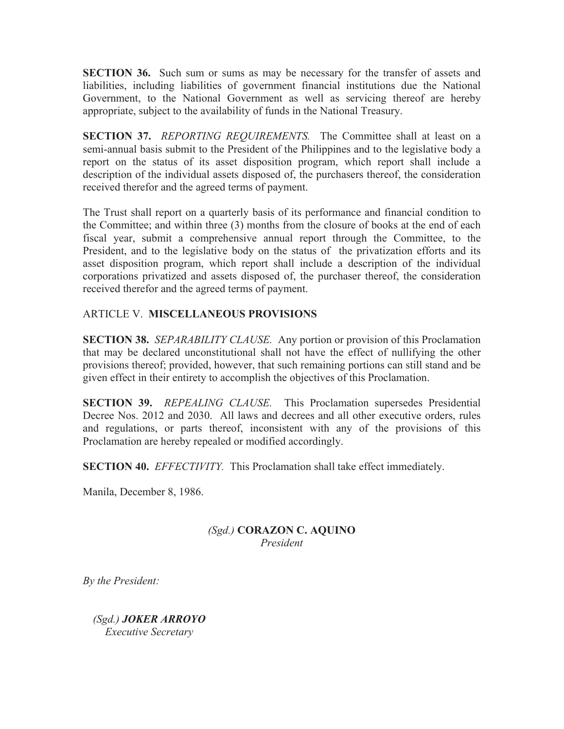**SECTION 36.** Such sum or sums as may be necessary for the transfer of assets and liabilities, including liabilities of government financial institutions due the National Government, to the National Government as well as servicing thereof are hereby appropriate, subject to the availability of funds in the National Treasury.

**SECTION 37.** *REPORTING REQUIREMENTS.* The Committee shall at least on a semi-annual basis submit to the President of the Philippines and to the legislative body a report on the status of its asset disposition program, which report shall include a description of the individual assets disposed of, the purchasers thereof, the consideration received therefor and the agreed terms of payment.

The Trust shall report on a quarterly basis of its performance and financial condition to the Committee; and within three (3) months from the closure of books at the end of each fiscal year, submit a comprehensive annual report through the Committee, to the President, and to the legislative body on the status of the privatization efforts and its asset disposition program, which report shall include a description of the individual corporations privatized and assets disposed of, the purchaser thereof, the consideration received therefor and the agreed terms of payment.

ARTICLE V. **MISCELLANEOUS PROVISIONS**

**SECTION 38.** *SEPARABILITY CLAUSE.* Any portion or provision of this Proclamation that may be declared unconstitutional shall not have the effect of nullifying the other provisions thereof; provided, however, that such remaining portions can still stand and be given effect in their entirety to accomplish the objectives of this Proclamation.

**SECTION 39.** *REPEALING CLAUSE.* This Proclamation supersedes Presidential Decree Nos. 2012 and 2030. All laws and decrees and all other executive orders, rules and regulations, or parts thereof, inconsistent with any of the provisions of this Proclamation are hereby repealed or modified accordingly.

**SECTION 40.** *EFFECTIVITY.* This Proclamation shall take effect immediately.

Manila, December 8, 1986.

*(Sgd.)* **CORAZON C. AQUINO**
*President*

*By the President:*

*(Sgd.)* ***JOKER ARROYO***
*Executive Secretary*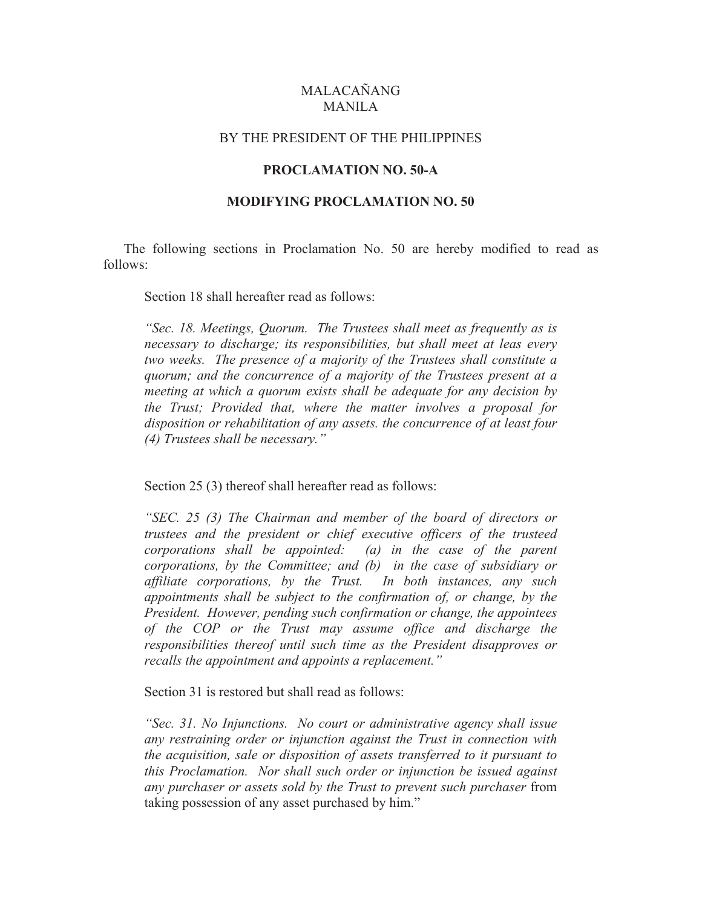MALACAÑANG
MANILA

BY THE PRESIDENT OF THE PHILIPPINES

**PROCLAMATION NO. 50-A**

**MODIFYING PROCLAMATION NO. 50**

The following sections in Proclamation No. 50 are hereby modified to read as follows:

Section 18 shall hereafter read as follows:

*"Sec. 18. Meetings, Quorum. The Trustees shall meet as frequently as is necessary to discharge; its responsibilities, but shall meet at leas every two weeks. The presence of a majority of the Trustees shall constitute a quorum; and the concurrence of a majority of the Trustees present at a meeting at which a quorum exists shall be adequate for any decision by the Trust; Provided that, where the matter involves a proposal for disposition or rehabilitation of any assets. the concurrence of at least four (4) Trustees shall be necessary."*

Section 25 (3) thereof shall hereafter read as follows:

*"SEC. 25 (3) The Chairman and member of the board of directors or trustees and the president or chief executive officers of the trusteed corporations shall be appointed: (a) in the case of the parent corporations, by the Committee; and (b) in the case of subsidiary or affiliate corporations, by the Trust. In both instances, any such appointments shall be subject to the confirmation of, or change, by the President. However, pending such confirmation or change, the appointees of the COP or the Trust may assume office and discharge the responsibilities thereof until such time as the President disapproves or recalls the appointment and appoints a replacement."*

Section 31 is restored but shall read as follows:

*"Sec. 31. No Injunctions. No court or administrative agency shall issue any restraining order or injunction against the Trust in connection with the acquisition, sale or disposition of assets transferred to it pursuant to this Proclamation. Nor shall such order or injunction be issued against any purchaser or assets sold by the Trust to prevent such purchaser* from taking possession of any asset purchased by him."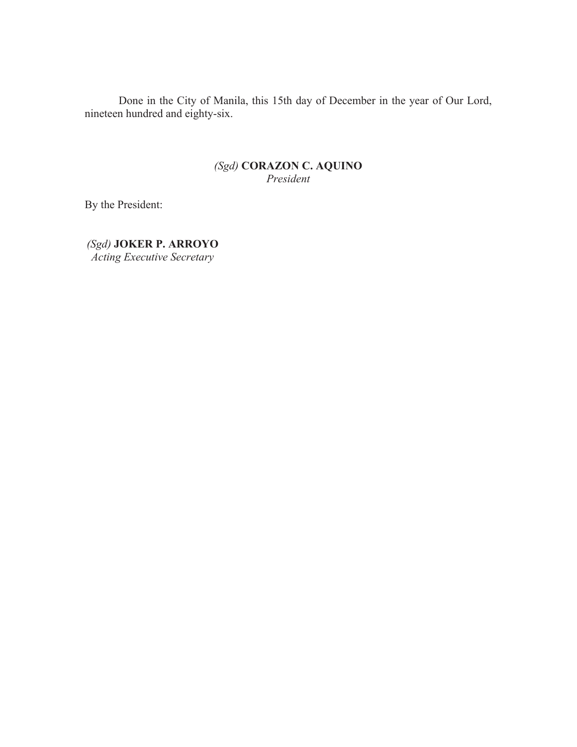Done in the City of Manila, this 15th day of December in the year of Our Lord, nineteen hundred and eighty-six.

*(Sgd)* **CORAZON C. AQUINO**
*President*

By the President:

*(Sgd)* **JOKER P. ARROYO**
*Acting Executive Secretary*